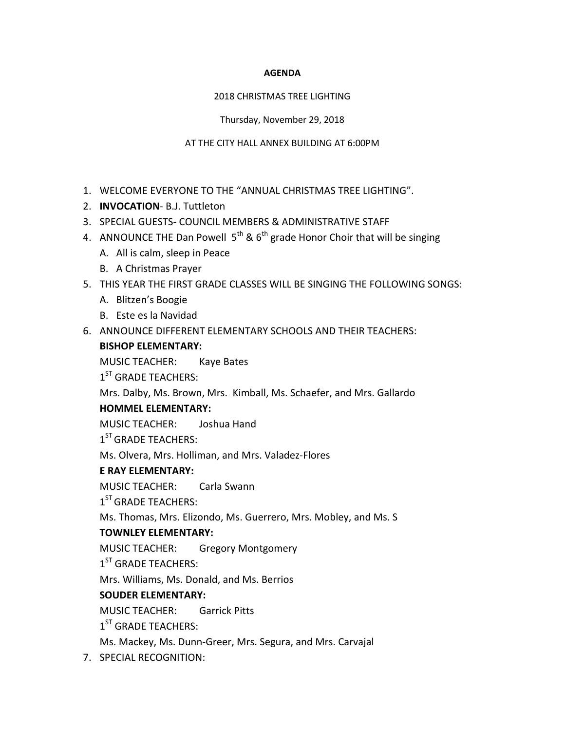**AGENDA**

2018 CHRISTMAS TREE LIGHTING

Thursday, November 29, 2018

AT THE CITY HALL ANNEX BUILDING AT 6:00PM

1. WELCOME EVERYONE TO THE "ANNUAL CHRISTMAS TREE LIGHTING".
2. **INVOCATION**- B.J. Tuttleton
3. SPECIAL GUESTS- COUNCIL MEMBERS & ADMINISTRATIVE STAFF
4. ANNOUNCE THE Dan Powell 5th & 6th grade Honor Choir that will be singing
   A. All is calm, sleep in Peace
   B. A Christmas Prayer
5. THIS YEAR THE FIRST GRADE CLASSES WILL BE SINGING THE FOLLOWING SONGS:
   A. Blitzen's Boogie
   B. Este es la Navidad
6. ANNOUNCE DIFFERENT ELEMENTARY SCHOOLS AND THEIR TEACHERS:

   **BISHOP ELEMENTARY:**

   MUSIC TEACHER: Kaye Bates

   1ST GRADE TEACHERS:

   Mrs. Dalby, Ms. Brown, Mrs. Kimball, Ms. Schaefer, and Mrs. Gallardo

   **HOMMEL ELEMENTARY:**

   MUSIC TEACHER: Joshua Hand

   1ST GRADE TEACHERS:

   Ms. Olvera, Mrs. Holliman, and Mrs. Valadez-Flores

   **E RAY ELEMENTARY:**

   MUSIC TEACHER: Carla Swann

   1ST GRADE TEACHERS:

   Ms. Thomas, Mrs. Elizondo, Ms. Guerrero, Mrs. Mobley, and Ms. S

   **TOWNLEY ELEMENTARY:**

   MUSIC TEACHER: Gregory Montgomery

   1ST GRADE TEACHERS:

   Mrs. Williams, Ms. Donald, and Ms. Berrios

   **SOUDER ELEMENTARY:**

   MUSIC TEACHER: Garrick Pitts

   1ST GRADE TEACHERS:

   Ms. Mackey, Ms. Dunn-Greer, Mrs. Segura, and Mrs. Carvajal
7. SPECIAL RECOGNITION: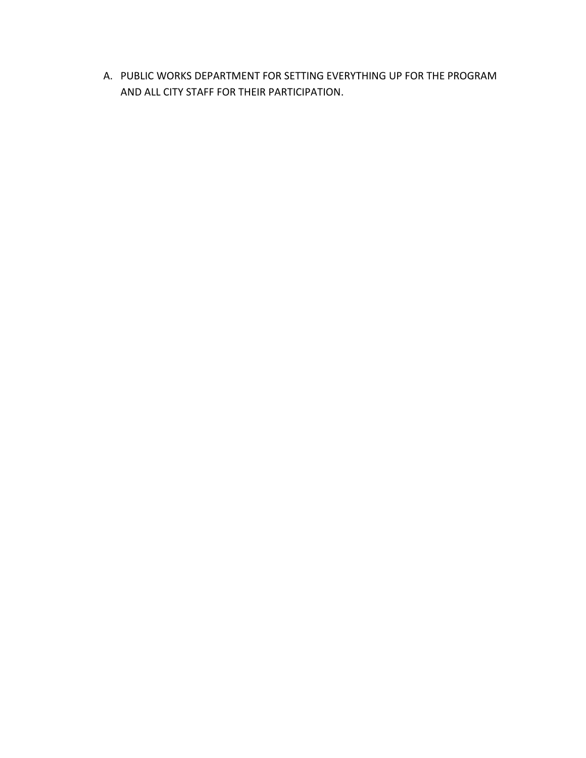A. PUBLIC WORKS DEPARTMENT FOR SETTING EVERYTHING UP FOR THE PROGRAM AND ALL CITY STAFF FOR THEIR PARTICIPATION.